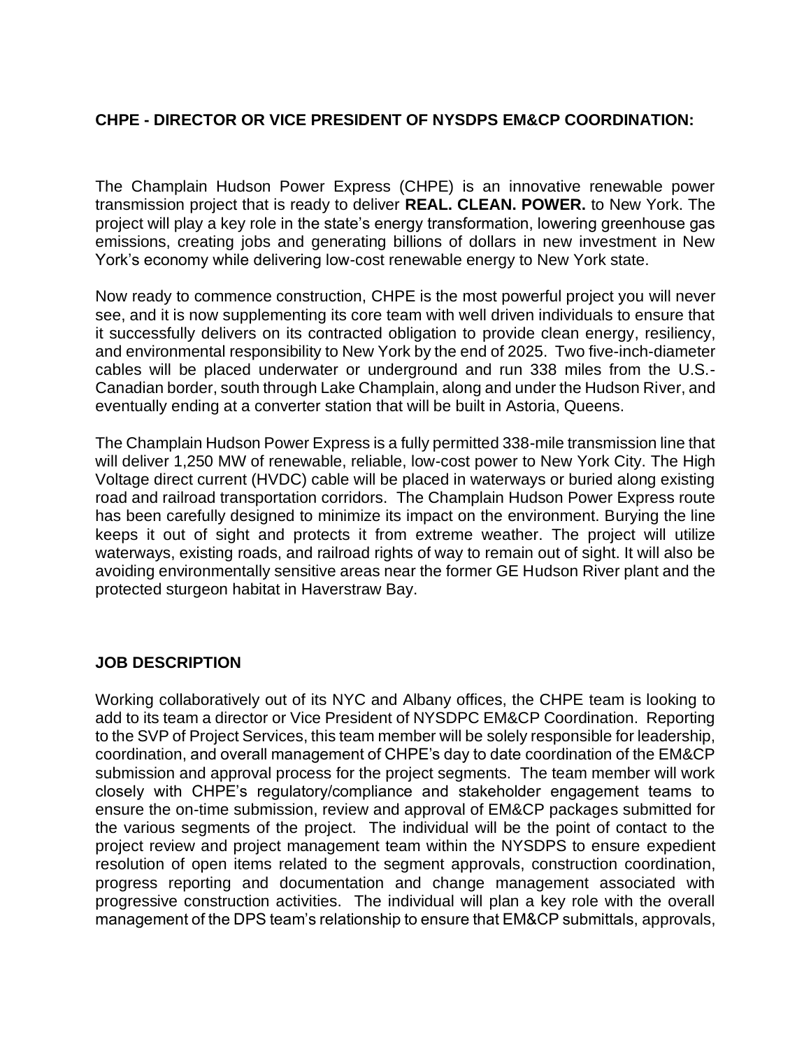**CHPE - DIRECTOR OR VICE PRESIDENT OF NYSDPS EM&CP COORDINATION:**

The Champlain Hudson Power Express (CHPE) is an innovative renewable power transmission project that is ready to deliver **REAL. CLEAN. POWER.** to New York. The project will play a key role in the state's energy transformation, lowering greenhouse gas emissions, creating jobs and generating billions of dollars in new investment in New York's economy while delivering low-cost renewable energy to New York state.

Now ready to commence construction, CHPE is the most powerful project you will never see, and it is now supplementing its core team with well driven individuals to ensure that it successfully delivers on its contracted obligation to provide clean energy, resiliency, and environmental responsibility to New York by the end of 2025. Two five-inch-diameter cables will be placed underwater or underground and run 338 miles from the U.S.-Canadian border, south through Lake Champlain, along and under the Hudson River, and eventually ending at a converter station that will be built in Astoria, Queens.

The Champlain Hudson Power Express is a fully permitted 338-mile transmission line that will deliver 1,250 MW of renewable, reliable, low-cost power to New York City. The High Voltage direct current (HVDC) cable will be placed in waterways or buried along existing road and railroad transportation corridors. The Champlain Hudson Power Express route has been carefully designed to minimize its impact on the environment. Burying the line keeps it out of sight and protects it from extreme weather. The project will utilize waterways, existing roads, and railroad rights of way to remain out of sight. It will also be avoiding environmentally sensitive areas near the former GE Hudson River plant and the protected sturgeon habitat in Haverstraw Bay.

**JOB DESCRIPTION**

Working collaboratively out of its NYC and Albany offices, the CHPE team is looking to add to its team a director or Vice President of NYSDPC EM&CP Coordination. Reporting to the SVP of Project Services, this team member will be solely responsible for leadership, coordination, and overall management of CHPE's day to date coordination of the EM&CP submission and approval process for the project segments. The team member will work closely with CHPE's regulatory/compliance and stakeholder engagement teams to ensure the on-time submission, review and approval of EM&CP packages submitted for the various segments of the project. The individual will be the point of contact to the project review and project management team within the NYSDPS to ensure expedient resolution of open items related to the segment approvals, construction coordination, progress reporting and documentation and change management associated with progressive construction activities. The individual will plan a key role with the overall management of the DPS team's relationship to ensure that EM&CP submittals, approvals,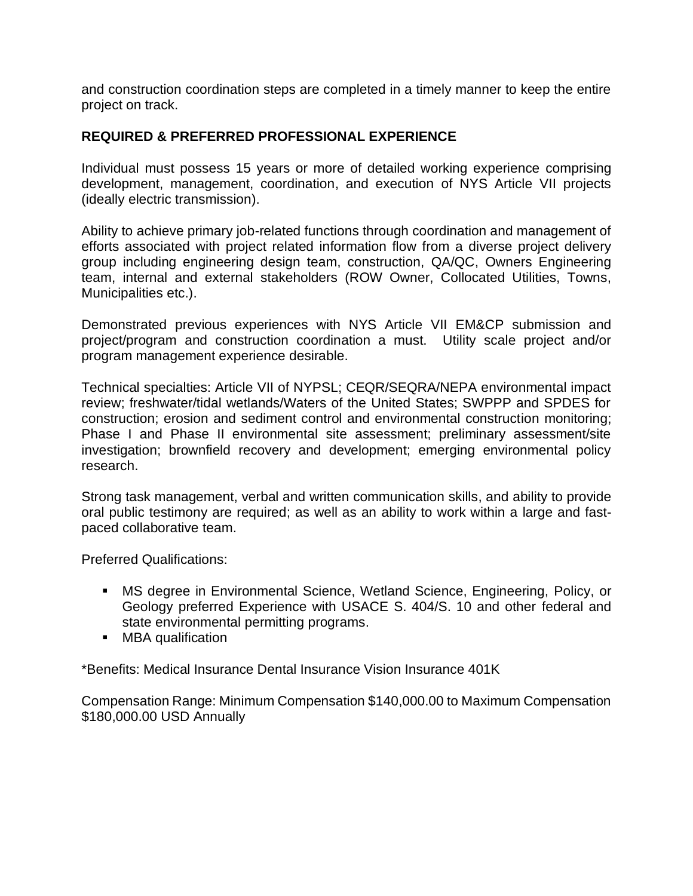and construction coordination steps are completed in a timely manner to keep the entire project on track.

## REQUIRED & PREFERRED PROFESSIONAL EXPERIENCE

Individual must possess 15 years or more of detailed working experience comprising development, management, coordination, and execution of NYS Article VII projects (ideally electric transmission).

Ability to achieve primary job-related functions through coordination and management of efforts associated with project related information flow from a diverse project delivery group including engineering design team, construction, QA/QC, Owners Engineering team, internal and external stakeholders (ROW Owner, Collocated Utilities, Towns, Municipalities etc.).

Demonstrated previous experiences with NYS Article VII EM&CP submission and project/program and construction coordination a must. Utility scale project and/or program management experience desirable.

Technical specialties: Article VII of NYPSL; CEQR/SEQRA/NEPA environmental impact review; freshwater/tidal wetlands/Waters of the United States; SWPPP and SPDES for construction; erosion and sediment control and environmental construction monitoring; Phase I and Phase II environmental site assessment; preliminary assessment/site investigation; brownfield recovery and development; emerging environmental policy research.

Strong task management, verbal and written communication skills, and ability to provide oral public testimony are required; as well as an ability to work within a large and fast-paced collaborative team.

Preferred Qualifications:

- MS degree in Environmental Science, Wetland Science, Engineering, Policy, or Geology preferred Experience with USACE S. 404/S. 10 and other federal and state environmental permitting programs.
- MBA qualification

*Benefits: Medical Insurance Dental Insurance Vision Insurance 401K

Compensation Range: Minimum Compensation $140,000.00 to Maximum Compensation $180,000.00 USD Annually